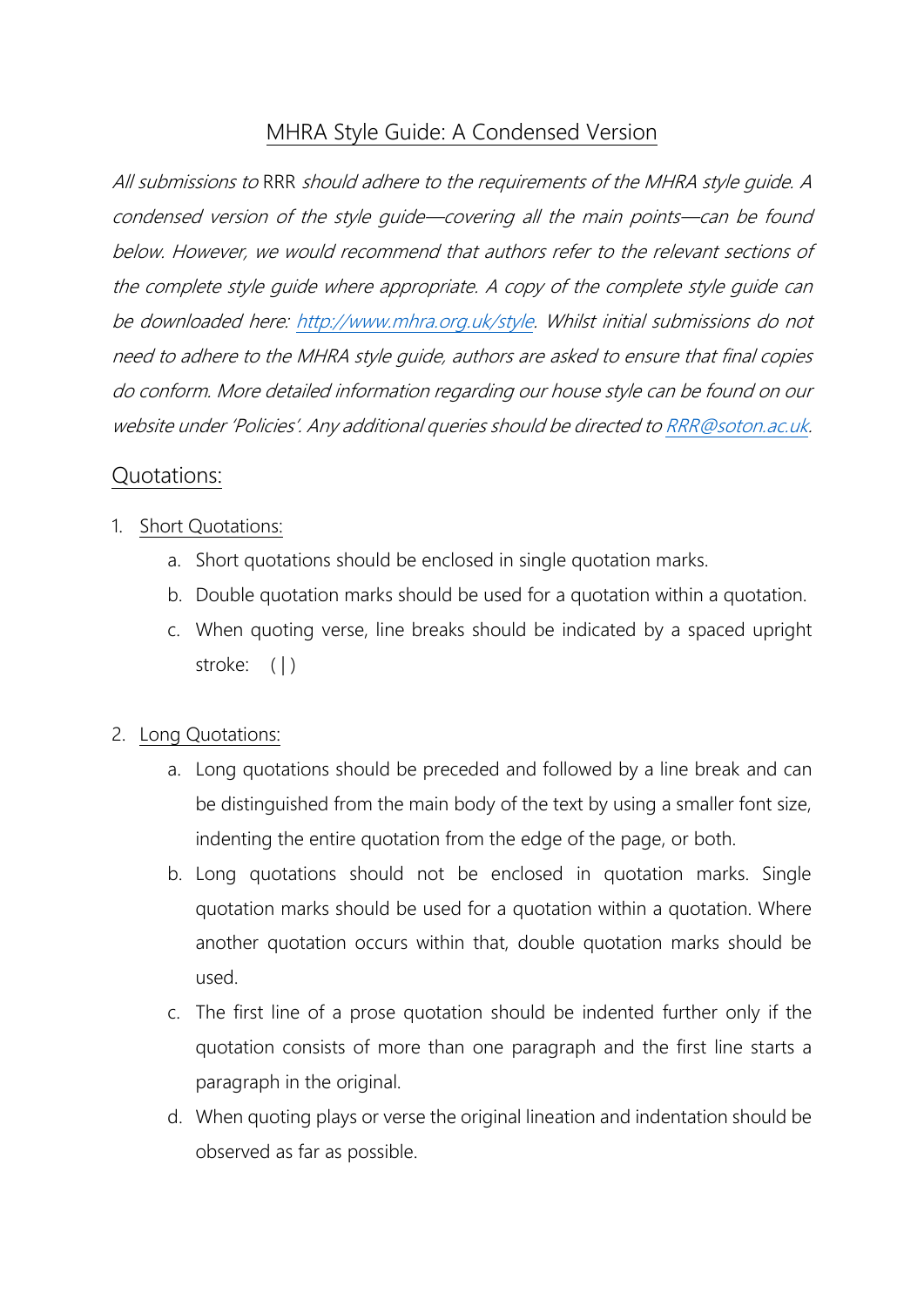# MHRA Style Guide: A Condensed Version

*All submissions to* RRR *should adhere to the requirements of the MHRA style guide. A condensed version of the style guide—covering all the main points—can be found below. However, we would recommend that authors refer to the relevant sections of the complete style guide where appropriate. A copy of the complete style guide can be downloaded here: [http://www.mhra.org.uk/style](http://www.mhra.org.uk/style). Whilst initial submissions do not need to adhere to the MHRA style guide, authors are asked to ensure that final copies do conform. More detailed information regarding our house style can be found on our website under 'Policies'. Any additional queries should be directed to [RRR@soton.ac.uk](mailto:RRR@soton.ac.uk).*

## Quotations:

1. Short Quotations:
   a. Short quotations should be enclosed in single quotation marks.
   b. Double quotation marks should be used for a quotation within a quotation.
   c. When quoting verse, line breaks should be indicated by a spaced upright stroke: ( | )

2. Long Quotations:
   a. Long quotations should be preceded and followed by a line break and can be distinguished from the main body of the text by using a smaller font size, indenting the entire quotation from the edge of the page, or both.
   b. Long quotations should not be enclosed in quotation marks. Single quotation marks should be used for a quotation within a quotation. Where another quotation occurs within that, double quotation marks should be used.
   c. The first line of a prose quotation should be indented further only if the quotation consists of more than one paragraph and the first line starts a paragraph in the original.
   d. When quoting plays or verse the original lineation and indentation should be observed as far as possible.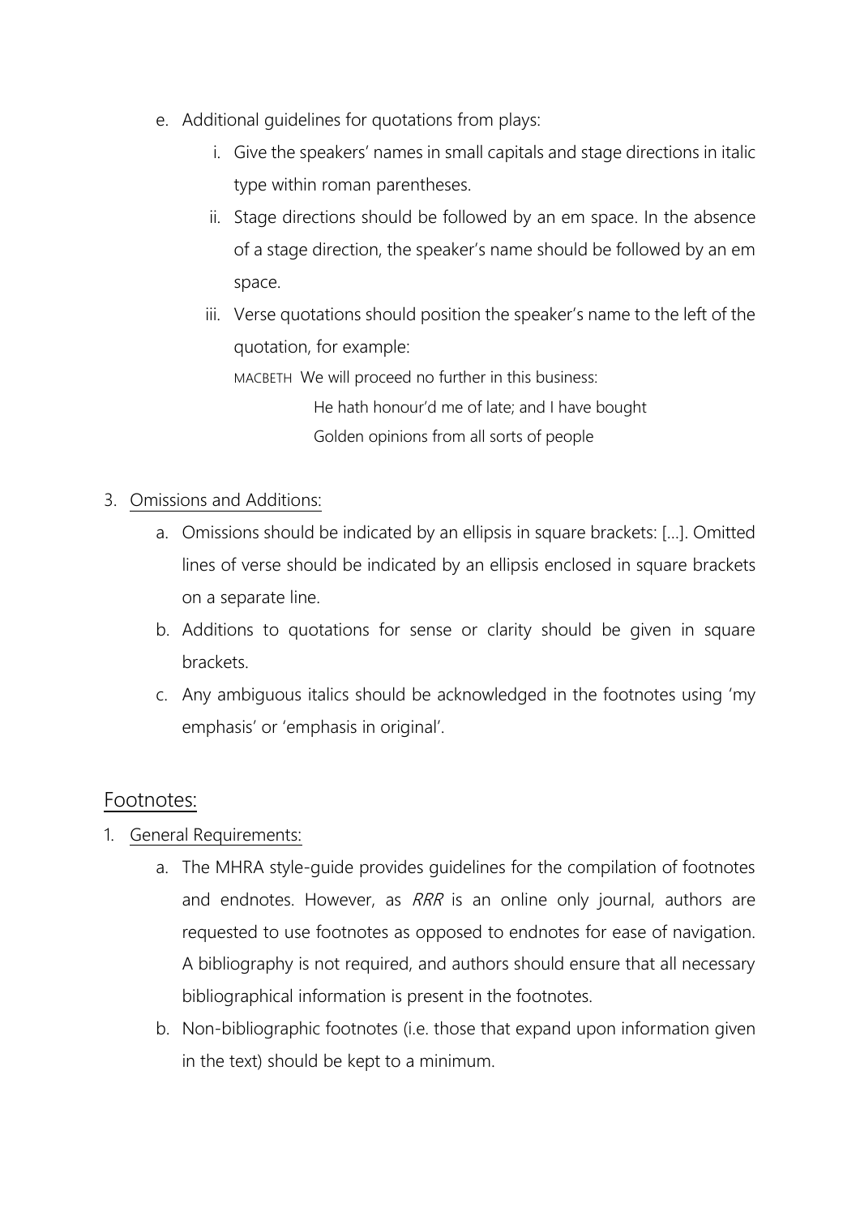e. Additional guidelines for quotations from plays:

   i. Give the speakers' names in small capitals and stage directions in italic type within roman parentheses.

   ii. Stage directions should be followed by an em space. In the absence of a stage direction, the speaker's name should be followed by an em space.

   iii. Verse quotations should position the speaker's name to the left of the quotation, for example:

   MACBETH We will proceed no further in this business:
   He hath honour'd me of late; and I have bought
   Golden opinions from all sorts of people

3. Omissions and Additions:

   a. Omissions should be indicated by an ellipsis in square brackets: [...]. Omitted lines of verse should be indicated by an ellipsis enclosed in square brackets on a separate line.

   b. Additions to quotations for sense or clarity should be given in square brackets.

   c. Any ambiguous italics should be acknowledged in the footnotes using 'my emphasis' or 'emphasis in original'.

## Footnotes:

1. General Requirements:

   a. The MHRA style-guide provides guidelines for the compilation of footnotes and endnotes. However, as *RRR* is an online only journal, authors are requested to use footnotes as opposed to endnotes for ease of navigation. A bibliography is not required, and authors should ensure that all necessary bibliographical information is present in the footnotes.

   b. Non-bibliographic footnotes (i.e. those that expand upon information given in the text) should be kept to a minimum.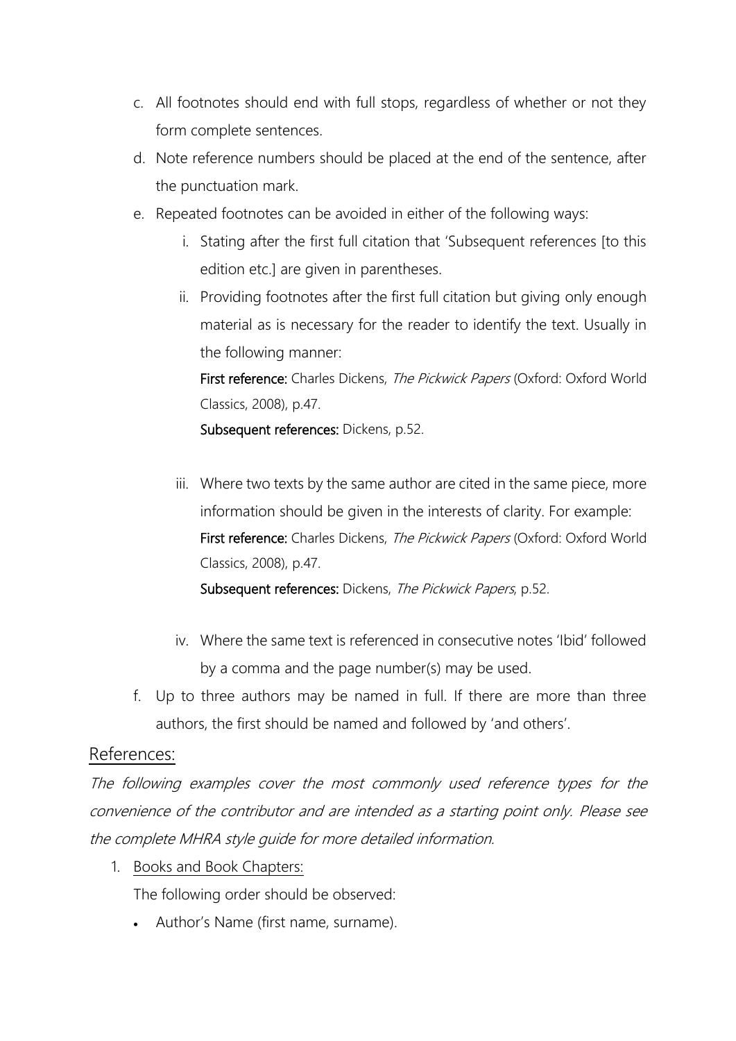c. All footnotes should end with full stops, regardless of whether or not they form complete sentences.

d. Note reference numbers should be placed at the end of the sentence, after the punctuation mark.

e. Repeated footnotes can be avoided in either of the following ways:

   i. Stating after the first full citation that 'Subsequent references [to this edition etc.] are given in parentheses.

   ii. Providing footnotes after the first full citation but giving only enough material as is necessary for the reader to identify the text. Usually in the following manner:

   **First reference:** Charles Dickens, *The Pickwick Papers* (Oxford: Oxford World Classics, 2008), p.47.

   **Subsequent references:** Dickens, p.52.

   iii. Where two texts by the same author are cited in the same piece, more information should be given in the interests of clarity. For example:

   **First reference:** Charles Dickens, *The Pickwick Papers* (Oxford: Oxford World Classics, 2008), p.47.

   **Subsequent references:** Dickens, *The Pickwick Papers*, p.52.

   iv. Where the same text is referenced in consecutive notes 'Ibid' followed by a comma and the page number(s) may be used.

f. Up to three authors may be named in full. If there are more than three authors, the first should be named and followed by 'and others'.

## References:

*The following examples cover the most commonly used reference types for the convenience of the contributor and are intended as a starting point only. Please see the complete MHRA style guide for more detailed information.*

1. Books and Book Chapters:

   The following order should be observed:

   - Author's Name (first name, surname).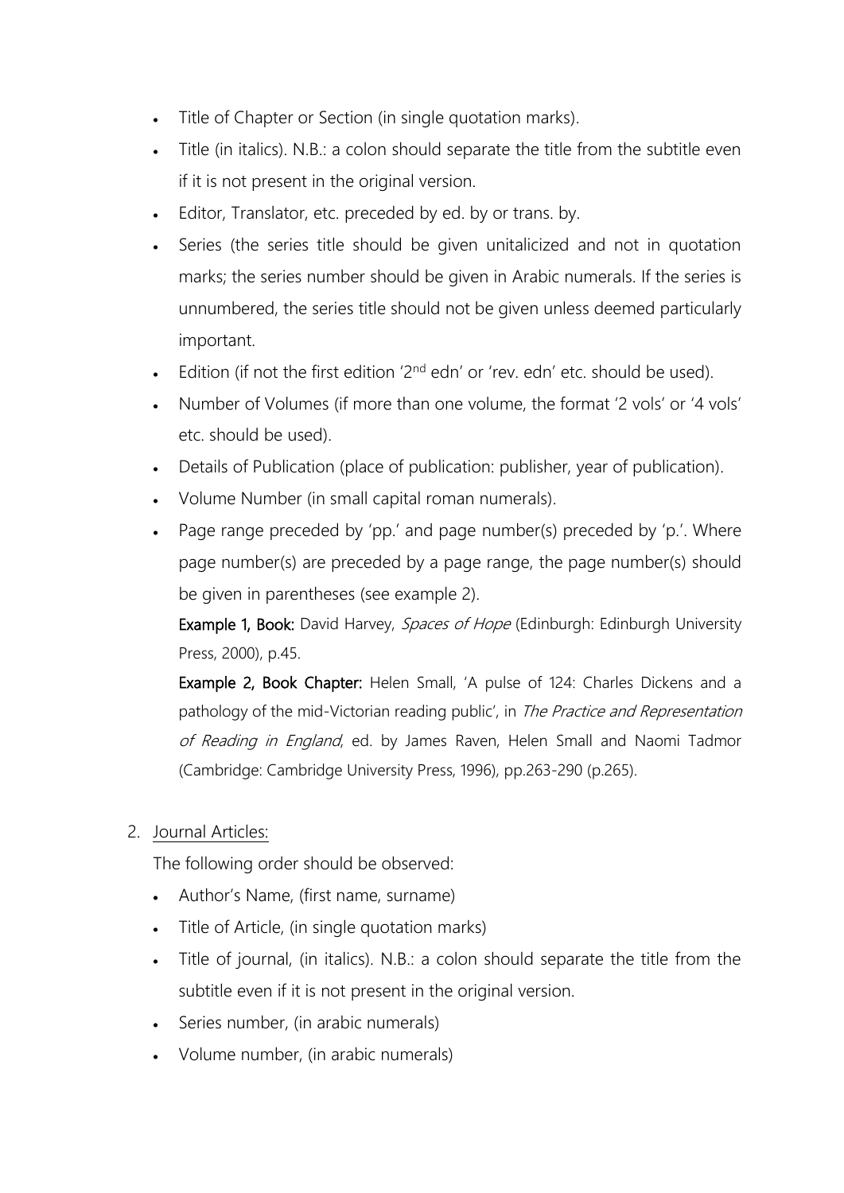- Title of Chapter or Section (in single quotation marks).
- Title (in italics). N.B.: a colon should separate the title from the subtitle even if it is not present in the original version.
- Editor, Translator, etc. preceded by ed. by or trans. by.
- Series (the series title should be given unitalicized and not in quotation marks; the series number should be given in Arabic numerals. If the series is unnumbered, the series title should not be given unless deemed particularly important.
- Edition (if not the first edition '2nd edn' or 'rev. edn' etc. should be used).
- Number of Volumes (if more than one volume, the format '2 vols' or '4 vols' etc. should be used).
- Details of Publication (place of publication: publisher, year of publication).
- Volume Number (in small capital roman numerals).
- Page range preceded by 'pp.' and page number(s) preceded by 'p.'. Where page number(s) are preceded by a page range, the page number(s) should be given in parentheses (see example 2).

  **Example 1, Book:** David Harvey, *Spaces of Hope* (Edinburgh: Edinburgh University Press, 2000), p.45.

  **Example 2, Book Chapter:** Helen Small, 'A pulse of 124: Charles Dickens and a pathology of the mid-Victorian reading public', in *The Practice and Representation of Reading in England*, ed. by James Raven, Helen Small and Naomi Tadmor (Cambridge: Cambridge University Press, 1996), pp.263-290 (p.265).

2. Journal Articles:

   The following order should be observed:

   - Author's Name, (first name, surname)
   - Title of Article, (in single quotation marks)
   - Title of journal, (in italics). N.B.: a colon should separate the title from the subtitle even if it is not present in the original version.
   - Series number, (in arabic numerals)
   - Volume number, (in arabic numerals)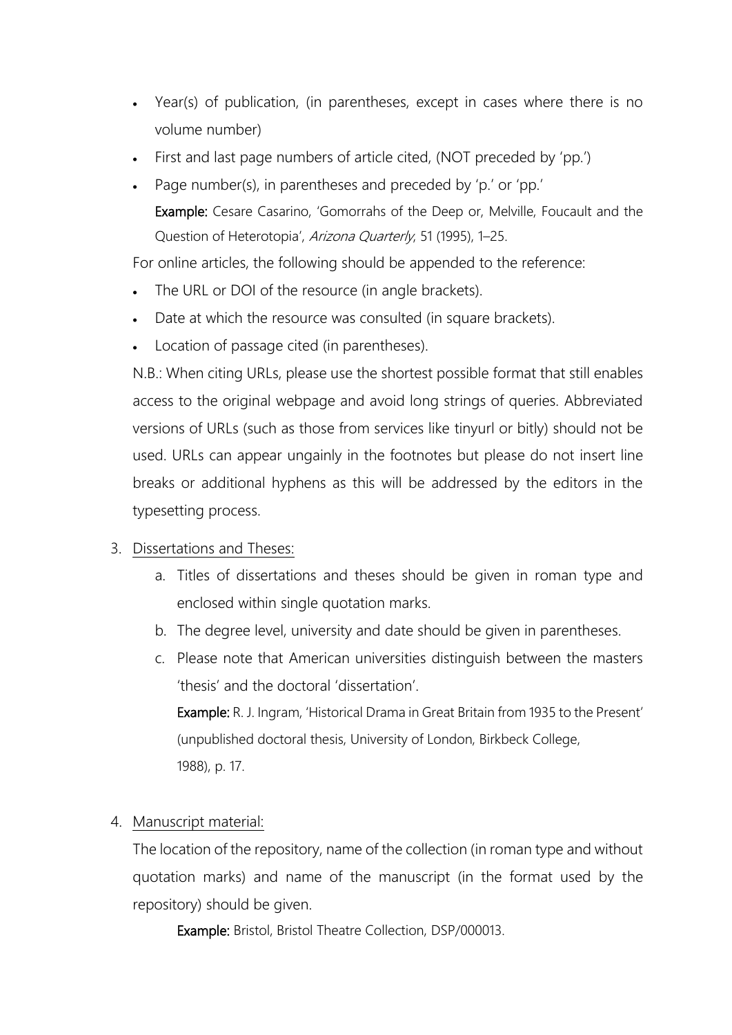- Year(s) of publication, (in parentheses, except in cases where there is no volume number)
- First and last page numbers of article cited, (NOT preceded by 'pp.')
- Page number(s), in parentheses and preceded by 'p.' or 'pp.'

  **Example:** Cesare Casarino, 'Gomorrahs of the Deep or, Melville, Foucault and the Question of Heterotopia', *Arizona Quarterly*, 51 (1995), 1–25.

For online articles, the following should be appended to the reference:

- The URL or DOI of the resource (in angle brackets).
- Date at which the resource was consulted (in square brackets).
- Location of passage cited (in parentheses).

N.B.: When citing URLs, please use the shortest possible format that still enables access to the original webpage and avoid long strings of queries. Abbreviated versions of URLs (such as those from services like tinyurl or bitly) should not be used. URLs can appear ungainly in the footnotes but please do not insert line breaks or additional hyphens as this will be addressed by the editors in the typesetting process.

3. <u>Dissertations and Theses:</u>
   a. Titles of dissertations and theses should be given in roman type and enclosed within single quotation marks.
   b. The degree level, university and date should be given in parentheses.
   c. Please note that American universities distinguish between the masters 'thesis' and the doctoral 'dissertation'.

      **Example:** R. J. Ingram, 'Historical Drama in Great Britain from 1935 to the Present' (unpublished doctoral thesis, University of London, Birkbeck College, 1988), p. 17.

4. <u>Manuscript material:</u>

   The location of the repository, name of the collection (in roman type and without quotation marks) and name of the manuscript (in the format used by the repository) should be given.

   **Example:** Bristol, Bristol Theatre Collection, DSP/000013.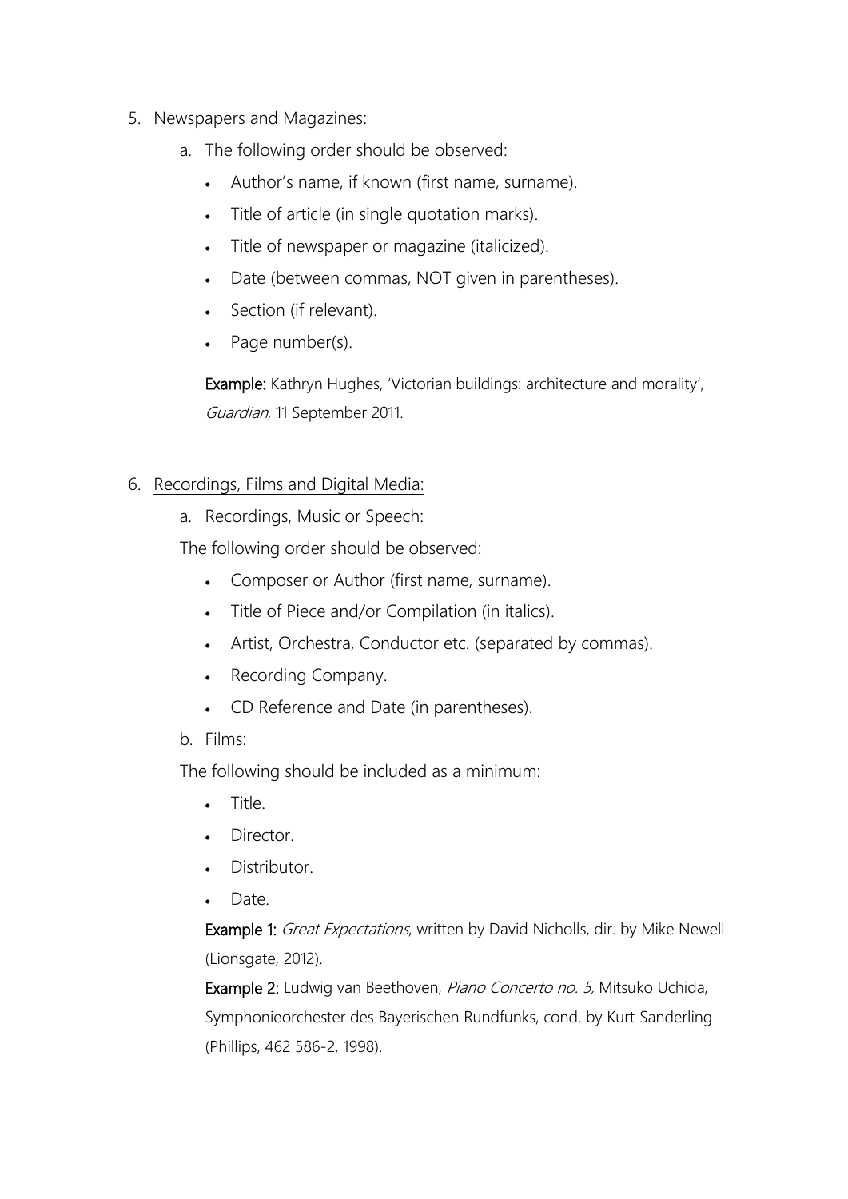5. <u>Newspapers and Magazines:</u>
    a. The following order should be observed:
        - Author's name, if known (first name, surname).
        - Title of article (in single quotation marks).
        - Title of newspaper or magazine (italicized).
        - Date (between commas, NOT given in parentheses).
        - Section (if relevant).
        - Page number(s).

        **Example:** Kathryn Hughes, 'Victorian buildings: architecture and morality', *Guardian*, 11 September 2011.

6. <u>Recordings, Films and Digital Media:</u>
    a. Recordings, Music or Speech:

    The following order should be observed:
        - Composer or Author (first name, surname).
        - Title of Piece and/or Compilation (in italics).
        - Artist, Orchestra, Conductor etc. (separated by commas).
        - Recording Company.
        - CD Reference and Date (in parentheses).

    b. Films:

    The following should be included as a minimum:
        - Title.
        - Director.
        - Distributor.
        - Date.

        **Example 1:** *Great Expectations*, written by David Nicholls, dir. by Mike Newell (Lionsgate, 2012).

        **Example 2:** Ludwig van Beethoven, *Piano Concerto no. 5,* Mitsuko Uchida, Symphonieorchester des Bayerischen Rundfunks, cond. by Kurt Sanderling (Phillips, 462 586-2, 1998).